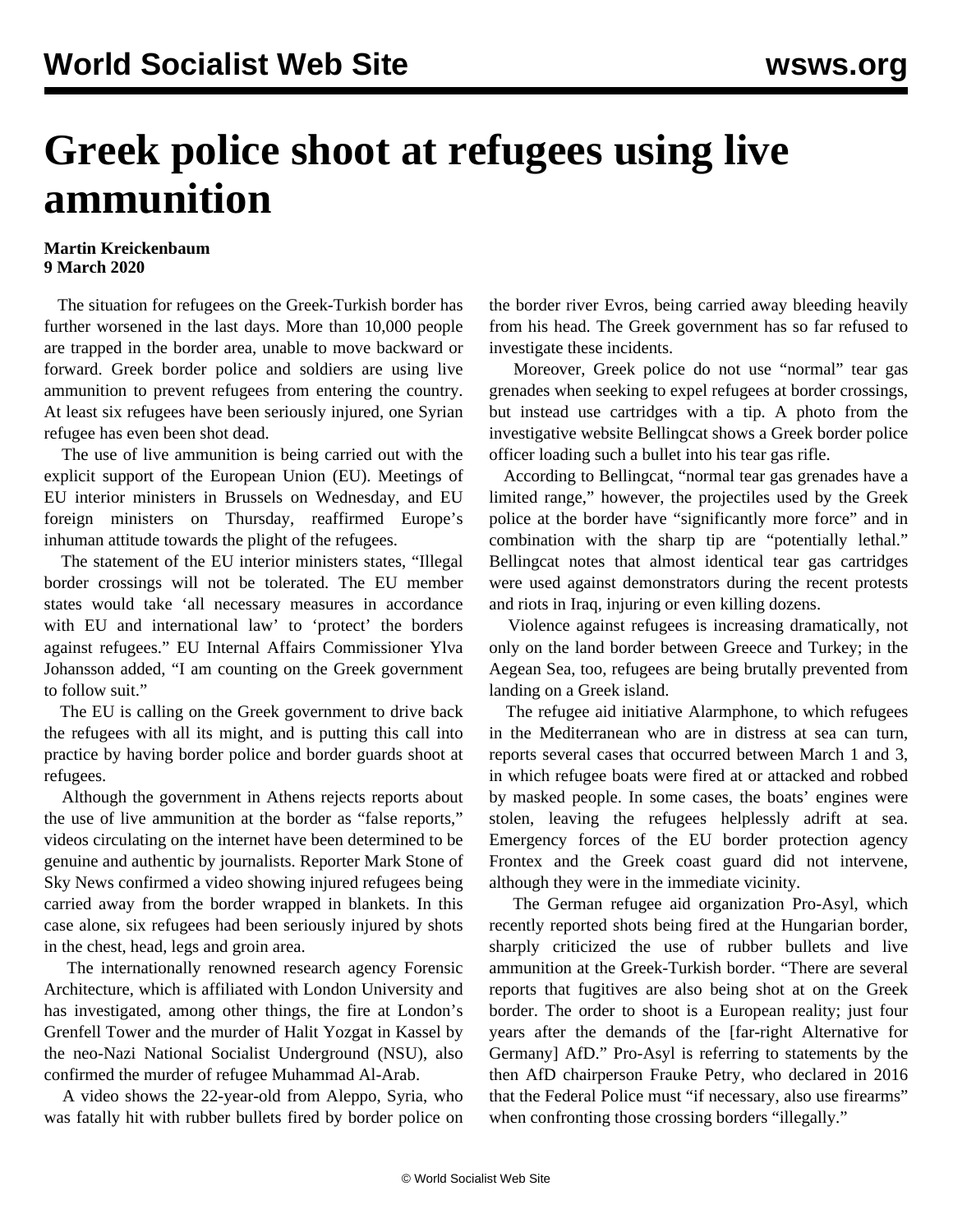# Greek police shoot at refugees using live ammunition

**Martin Kreickenbaum**
**9 March 2020**

The situation for refugees on the Greek-Turkish border has further worsened in the last days. More than 10,000 people are trapped in the border area, unable to move backward or forward. Greek border police and soldiers are using live ammunition to prevent refugees from entering the country. At least six refugees have been seriously injured, one Syrian refugee has even been shot dead.

The use of live ammunition is being carried out with the explicit support of the European Union (EU). Meetings of EU interior ministers in Brussels on Wednesday, and EU foreign ministers on Thursday, reaffirmed Europe's inhuman attitude towards the plight of the refugees.

The statement of the EU interior ministers states, "Illegal border crossings will not be tolerated. The EU member states would take 'all necessary measures in accordance with EU and international law' to 'protect' the borders against refugees." EU Internal Affairs Commissioner Ylva Johansson added, "I am counting on the Greek government to follow suit."

The EU is calling on the Greek government to drive back the refugees with all its might, and is putting this call into practice by having border police and border guards shoot at refugees.

Although the government in Athens rejects reports about the use of live ammunition at the border as "false reports," videos circulating on the internet have been determined to be genuine and authentic by journalists. Reporter Mark Stone of Sky News confirmed a video showing injured refugees being carried away from the border wrapped in blankets. In this case alone, six refugees had been seriously injured by shots in the chest, head, legs and groin area.

The internationally renowned research agency Forensic Architecture, which is affiliated with London University and has investigated, among other things, the fire at London's Grenfell Tower and the murder of Halit Yozgat in Kassel by the neo-Nazi National Socialist Underground (NSU), also confirmed the murder of refugee Muhammad Al-Arab.

A video shows the 22-year-old from Aleppo, Syria, who was fatally hit with rubber bullets fired by border police on the border river Evros, being carried away bleeding heavily from his head. The Greek government has so far refused to investigate these incidents.

Moreover, Greek police do not use "normal" tear gas grenades when seeking to expel refugees at border crossings, but instead use cartridges with a tip. A photo from the investigative website Bellingcat shows a Greek border police officer loading such a bullet into his tear gas rifle.

According to Bellingcat, "normal tear gas grenades have a limited range," however, the projectiles used by the Greek police at the border have "significantly more force" and in combination with the sharp tip are "potentially lethal." Bellingcat notes that almost identical tear gas cartridges were used against demonstrators during the recent protests and riots in Iraq, injuring or even killing dozens.

Violence against refugees is increasing dramatically, not only on the land border between Greece and Turkey; in the Aegean Sea, too, refugees are being brutally prevented from landing on a Greek island.

The refugee aid initiative Alarmphone, to which refugees in the Mediterranean who are in distress at sea can turn, reports several cases that occurred between March 1 and 3, in which refugee boats were fired at or attacked and robbed by masked people. In some cases, the boats' engines were stolen, leaving the refugees helplessly adrift at sea. Emergency forces of the EU border protection agency Frontex and the Greek coast guard did not intervene, although they were in the immediate vicinity.

The German refugee aid organization Pro-Asyl, which recently reported shots being fired at the Hungarian border, sharply criticized the use of rubber bullets and live ammunition at the Greek-Turkish border. "There are several reports that fugitives are also being shot at on the Greek border. The order to shoot is a European reality; just four years after the demands of the [far-right Alternative for Germany] AfD." Pro-Asyl is referring to statements by the then AfD chairperson Frauke Petry, who declared in 2016 that the Federal Police must "if necessary, also use firearms" when confronting those crossing borders "illegally."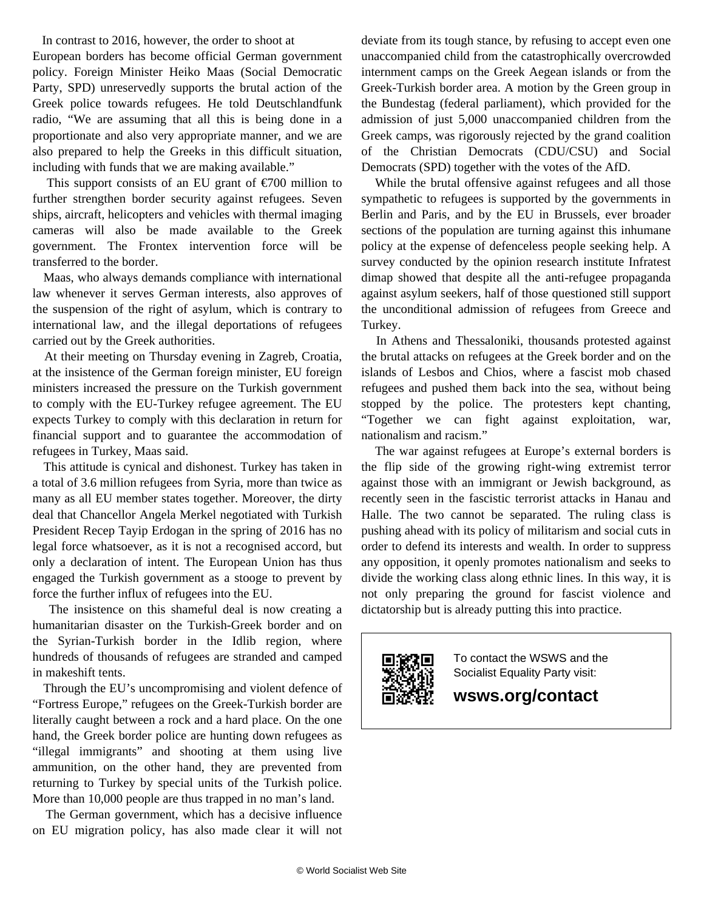In contrast to 2016, however, the order to shoot at European borders has become official German government policy. Foreign Minister Heiko Maas (Social Democratic Party, SPD) unreservedly supports the brutal action of the Greek police towards refugees. He told Deutschlandfunk radio, "We are assuming that all this is being done in a proportionate and also very appropriate manner, and we are also prepared to help the Greeks in this difficult situation, including with funds that we are making available."

This support consists of an EU grant of €700 million to further strengthen border security against refugees. Seven ships, aircraft, helicopters and vehicles with thermal imaging cameras will also be made available to the Greek government. The Frontex intervention force will be transferred to the border.

Maas, who always demands compliance with international law whenever it serves German interests, also approves of the suspension of the right of asylum, which is contrary to international law, and the illegal deportations of refugees carried out by the Greek authorities.

At their meeting on Thursday evening in Zagreb, Croatia, at the insistence of the German foreign minister, EU foreign ministers increased the pressure on the Turkish government to comply with the EU-Turkey refugee agreement. The EU expects Turkey to comply with this declaration in return for financial support and to guarantee the accommodation of refugees in Turkey, Maas said.

This attitude is cynical and dishonest. Turkey has taken in a total of 3.6 million refugees from Syria, more than twice as many as all EU member states together. Moreover, the dirty deal that Chancellor Angela Merkel negotiated with Turkish President Recep Tayip Erdogan in the spring of 2016 has no legal force whatsoever, as it is not a recognised accord, but only a declaration of intent. The European Union has thus engaged the Turkish government as a stooge to prevent by force the further influx of refugees into the EU.

The insistence on this shameful deal is now creating a humanitarian disaster on the Turkish-Greek border and on the Syrian-Turkish border in the Idlib region, where hundreds of thousands of refugees are stranded and camped in makeshift tents.

Through the EU's uncompromising and violent defence of "Fortress Europe," refugees on the Greek-Turkish border are literally caught between a rock and a hard place. On the one hand, the Greek border police are hunting down refugees as "illegal immigrants" and shooting at them using live ammunition, on the other hand, they are prevented from returning to Turkey by special units of the Turkish police. More than 10,000 people are thus trapped in no man's land.

The German government, which has a decisive influence on EU migration policy, has also made clear it will not deviate from its tough stance, by refusing to accept even one unaccompanied child from the catastrophically overcrowded internment camps on the Greek Aegean islands or from the Greek-Turkish border area. A motion by the Green group in the Bundestag (federal parliament), which provided for the admission of just 5,000 unaccompanied children from the Greek camps, was rigorously rejected by the grand coalition of the Christian Democrats (CDU/CSU) and Social Democrats (SPD) together with the votes of the AfD.

While the brutal offensive against refugees and all those sympathetic to refugees is supported by the governments in Berlin and Paris, and by the EU in Brussels, ever broader sections of the population are turning against this inhumane policy at the expense of defenceless people seeking help. A survey conducted by the opinion research institute Infratest dimap showed that despite all the anti-refugee propaganda against asylum seekers, half of those questioned still support the unconditional admission of refugees from Greece and Turkey.

In Athens and Thessaloniki, thousands protested against the brutal attacks on refugees at the Greek border and on the islands of Lesbos and Chios, where a fascist mob chased refugees and pushed them back into the sea, without being stopped by the police. The protesters kept chanting, "Together we can fight against exploitation, war, nationalism and racism."

The war against refugees at Europe's external borders is the flip side of the growing right-wing extremist terror against those with an immigrant or Jewish background, as recently seen in the fascistic terrorist attacks in Hanau and Halle. The two cannot be separated. The ruling class is pushing ahead with its policy of militarism and social cuts in order to defend its interests and wealth. In order to suppress any opposition, it openly promotes nationalism and seeks to divide the working class along ethnic lines. In this way, it is not only preparing the ground for fascist violence and dictatorship but is already putting this into practice.

To contact the WSWS and the Socialist Equality Party visit:

**wsws.org/contact**